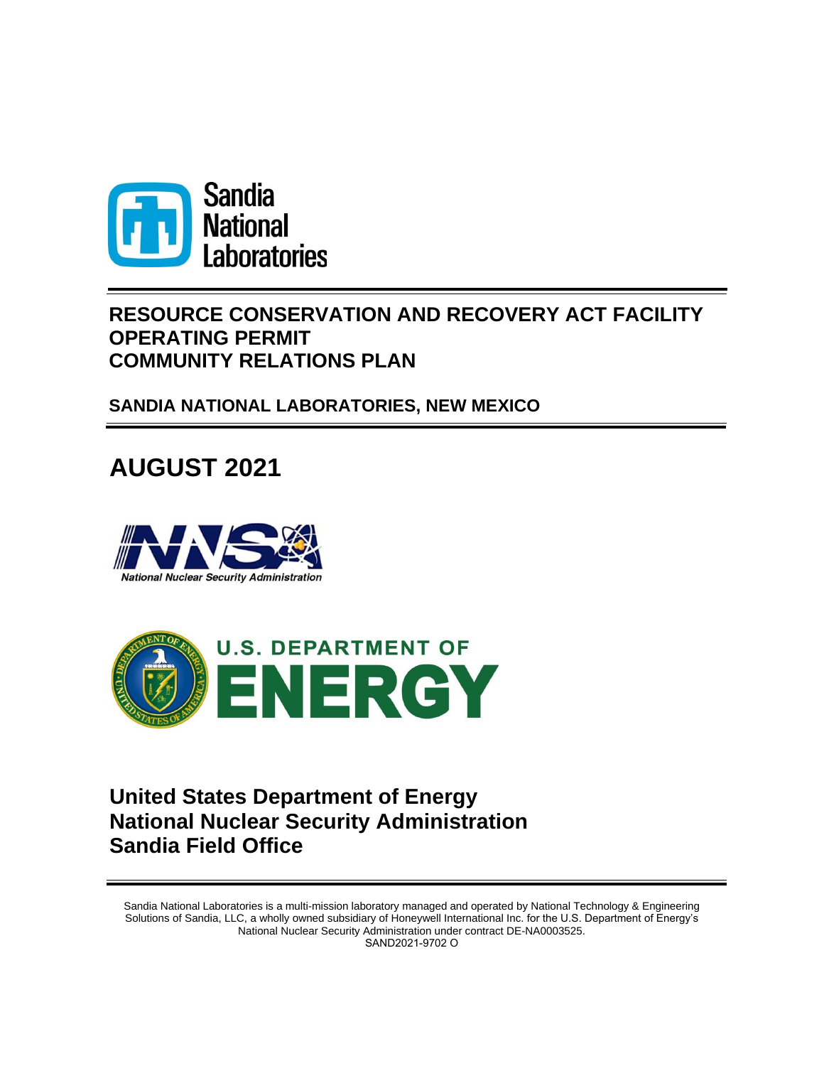Sandia National Laboratories

# RESOURCE CONSERVATION AND RECOVERY ACT FACILITY OPERATING PERMIT COMMUNITY RELATIONS PLAN

## SANDIA NATIONAL LABORATORIES, NEW MEXICO

# AUGUST 2021

National Nuclear Security Administration

U.S. DEPARTMENT OF ENERGY

**United States Department of Energy**
**National Nuclear Security Administration**
**Sandia Field Office**

Sandia National Laboratories is a multi-mission laboratory managed and operated by National Technology & Engineering Solutions of Sandia, LLC, a wholly owned subsidiary of Honeywell International Inc. for the U.S. Department of Energy's National Nuclear Security Administration under contract DE-NA0003525.
SAND2021-9702 O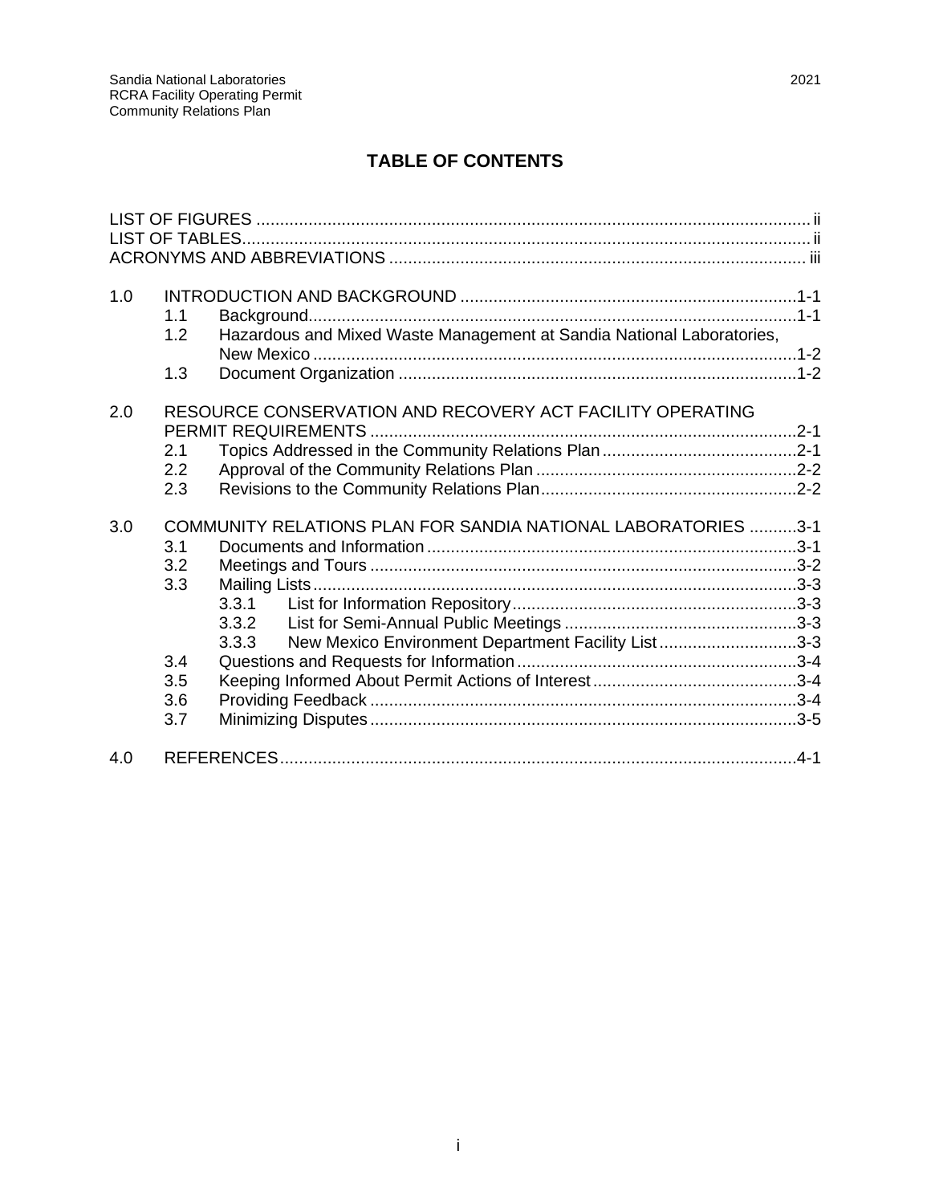# TABLE OF CONTENTS

LIST OF FIGURES .......... ii
LIST OF TABLES .......... ii
ACRONYMS AND ABBREVIATIONS .......... iii

1.0 INTRODUCTION AND BACKGROUND .......... 1-1
- 1.1 Background .......... 1-1
- 1.2 Hazardous and Mixed Waste Management at Sandia National Laboratories, New Mexico .......... 1-2
- 1.3 Document Organization .......... 1-2

2.0 RESOURCE CONSERVATION AND RECOVERY ACT FACILITY OPERATING PERMIT REQUIREMENTS .......... 2-1
- 2.1 Topics Addressed in the Community Relations Plan .......... 2-1
- 2.2 Approval of the Community Relations Plan .......... 2-2
- 2.3 Revisions to the Community Relations Plan .......... 2-2

3.0 COMMUNITY RELATIONS PLAN FOR SANDIA NATIONAL LABORATORIES .......... 3-1
- 3.1 Documents and Information .......... 3-1
- 3.2 Meetings and Tours .......... 3-2
- 3.3 Mailing Lists .......... 3-3
  - 3.3.1 List for Information Repository .......... 3-3
  - 3.3.2 List for Semi-Annual Public Meetings .......... 3-3
  - 3.3.3 New Mexico Environment Department Facility List .......... 3-3
- 3.4 Questions and Requests for Information .......... 3-4
- 3.5 Keeping Informed About Permit Actions of Interest .......... 3-4
- 3.6 Providing Feedback .......... 3-4
- 3.7 Minimizing Disputes .......... 3-5

4.0 REFERENCES .......... 4-1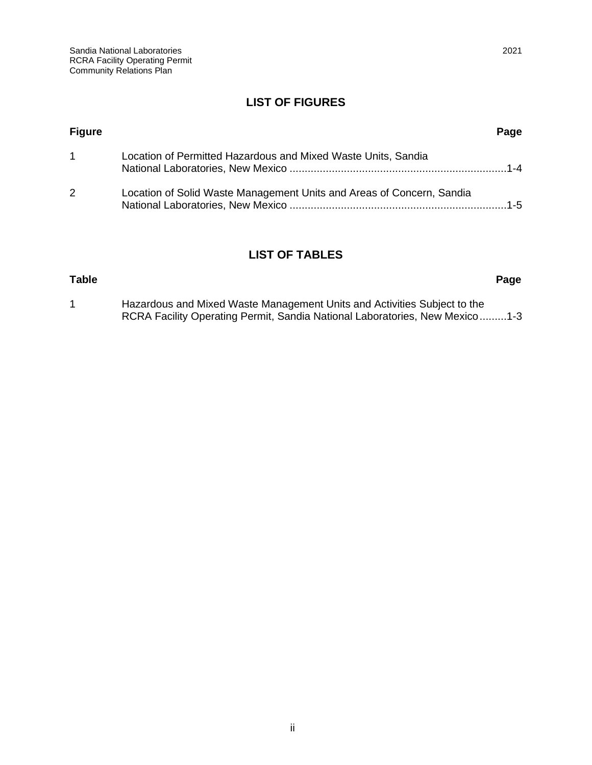## LIST OF FIGURES

| Figure | | Page |
|---|---|---|
| 1 | Location of Permitted Hazardous and Mixed Waste Units, Sandia National Laboratories, New Mexico | 1-4 |
| 2 | Location of Solid Waste Management Units and Areas of Concern, Sandia National Laboratories, New Mexico | 1-5 |

## LIST OF TABLES

| Table | | Page |
|---|---|---|
| 1 | Hazardous and Mixed Waste Management Units and Activities Subject to the RCRA Facility Operating Permit, Sandia National Laboratories, New Mexico | 1-3 |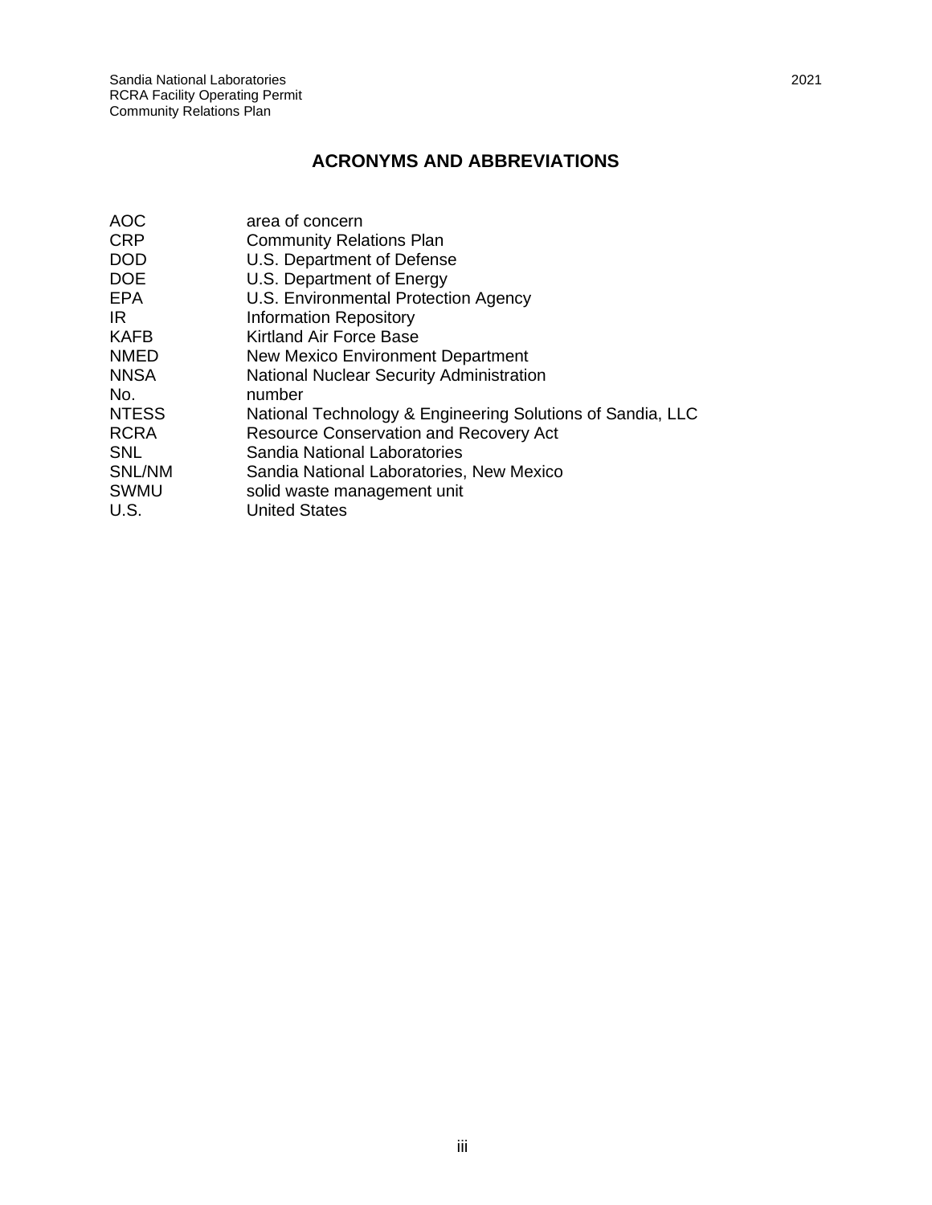## ACRONYMS AND ABBREVIATIONS

| | |
|---|---|
| AOC | area of concern |
| CRP | Community Relations Plan |
| DOD | U.S. Department of Defense |
| DOE | U.S. Department of Energy |
| EPA | U.S. Environmental Protection Agency |
| IR | Information Repository |
| KAFB | Kirtland Air Force Base |
| NMED | New Mexico Environment Department |
| NNSA | National Nuclear Security Administration |
| No. | number |
| NTESS | National Technology & Engineering Solutions of Sandia, LLC |
| RCRA | Resource Conservation and Recovery Act |
| SNL | Sandia National Laboratories |
| SNL/NM | Sandia National Laboratories, New Mexico |
| SWMU | solid waste management unit |
| U.S. | United States |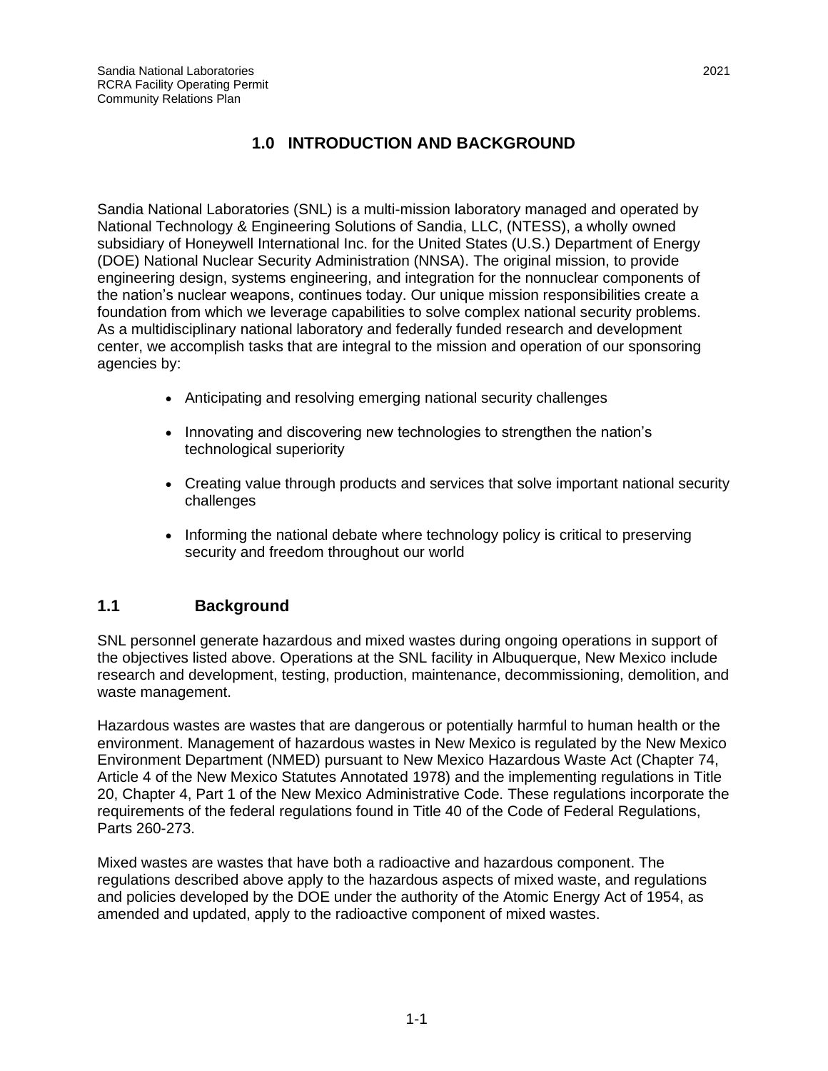# 1.0 INTRODUCTION AND BACKGROUND

Sandia National Laboratories (SNL) is a multi-mission laboratory managed and operated by National Technology & Engineering Solutions of Sandia, LLC, (NTESS), a wholly owned subsidiary of Honeywell International Inc. for the United States (U.S.) Department of Energy (DOE) National Nuclear Security Administration (NNSA). The original mission, to provide engineering design, systems engineering, and integration for the nonnuclear components of the nation's nuclear weapons, continues today. Our unique mission responsibilities create a foundation from which we leverage capabilities to solve complex national security problems. As a multidisciplinary national laboratory and federally funded research and development center, we accomplish tasks that are integral to the mission and operation of our sponsoring agencies by:

- Anticipating and resolving emerging national security challenges
- Innovating and discovering new technologies to strengthen the nation's technological superiority
- Creating value through products and services that solve important national security challenges
- Informing the national debate where technology policy is critical to preserving security and freedom throughout our world

## 1.1 Background

SNL personnel generate hazardous and mixed wastes during ongoing operations in support of the objectives listed above. Operations at the SNL facility in Albuquerque, New Mexico include research and development, testing, production, maintenance, decommissioning, demolition, and waste management.

Hazardous wastes are wastes that are dangerous or potentially harmful to human health or the environment. Management of hazardous wastes in New Mexico is regulated by the New Mexico Environment Department (NMED) pursuant to New Mexico Hazardous Waste Act (Chapter 74, Article 4 of the New Mexico Statutes Annotated 1978) and the implementing regulations in Title 20, Chapter 4, Part 1 of the New Mexico Administrative Code. These regulations incorporate the requirements of the federal regulations found in Title 40 of the Code of Federal Regulations, Parts 260-273.

Mixed wastes are wastes that have both a radioactive and hazardous component. The regulations described above apply to the hazardous aspects of mixed waste, and regulations and policies developed by the DOE under the authority of the Atomic Energy Act of 1954, as amended and updated, apply to the radioactive component of mixed wastes.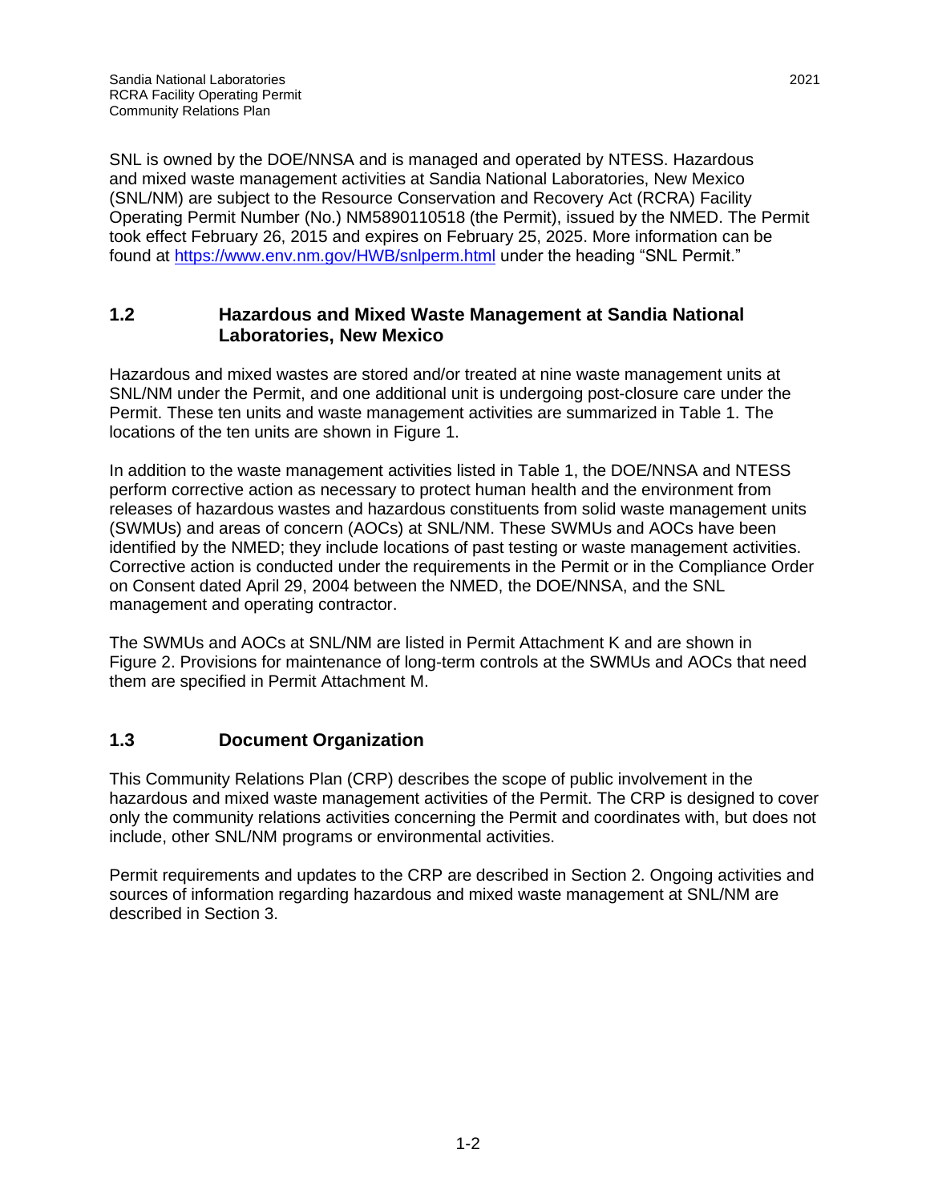SNL is owned by the DOE/NNSA and is managed and operated by NTESS. Hazardous and mixed waste management activities at Sandia National Laboratories, New Mexico (SNL/NM) are subject to the Resource Conservation and Recovery Act (RCRA) Facility Operating Permit Number (No.) NM5890110518 (the Permit), issued by the NMED. The Permit took effect February 26, 2015 and expires on February 25, 2025. More information can be found at https://www.env.nm.gov/HWB/snlperm.html under the heading "SNL Permit."

## 1.2 Hazardous and Mixed Waste Management at Sandia National Laboratories, New Mexico

Hazardous and mixed wastes are stored and/or treated at nine waste management units at SNL/NM under the Permit, and one additional unit is undergoing post-closure care under the Permit. These ten units and waste management activities are summarized in Table 1. The locations of the ten units are shown in Figure 1.

In addition to the waste management activities listed in Table 1, the DOE/NNSA and NTESS perform corrective action as necessary to protect human health and the environment from releases of hazardous wastes and hazardous constituents from solid waste management units (SWMUs) and areas of concern (AOCs) at SNL/NM. These SWMUs and AOCs have been identified by the NMED; they include locations of past testing or waste management activities. Corrective action is conducted under the requirements in the Permit or in the Compliance Order on Consent dated April 29, 2004 between the NMED, the DOE/NNSA, and the SNL management and operating contractor.

The SWMUs and AOCs at SNL/NM are listed in Permit Attachment K and are shown in Figure 2. Provisions for maintenance of long-term controls at the SWMUs and AOCs that need them are specified in Permit Attachment M.

## 1.3 Document Organization

This Community Relations Plan (CRP) describes the scope of public involvement in the hazardous and mixed waste management activities of the Permit. The CRP is designed to cover only the community relations activities concerning the Permit and coordinates with, but does not include, other SNL/NM programs or environmental activities.

Permit requirements and updates to the CRP are described in Section 2. Ongoing activities and sources of information regarding hazardous and mixed waste management at SNL/NM are described in Section 3.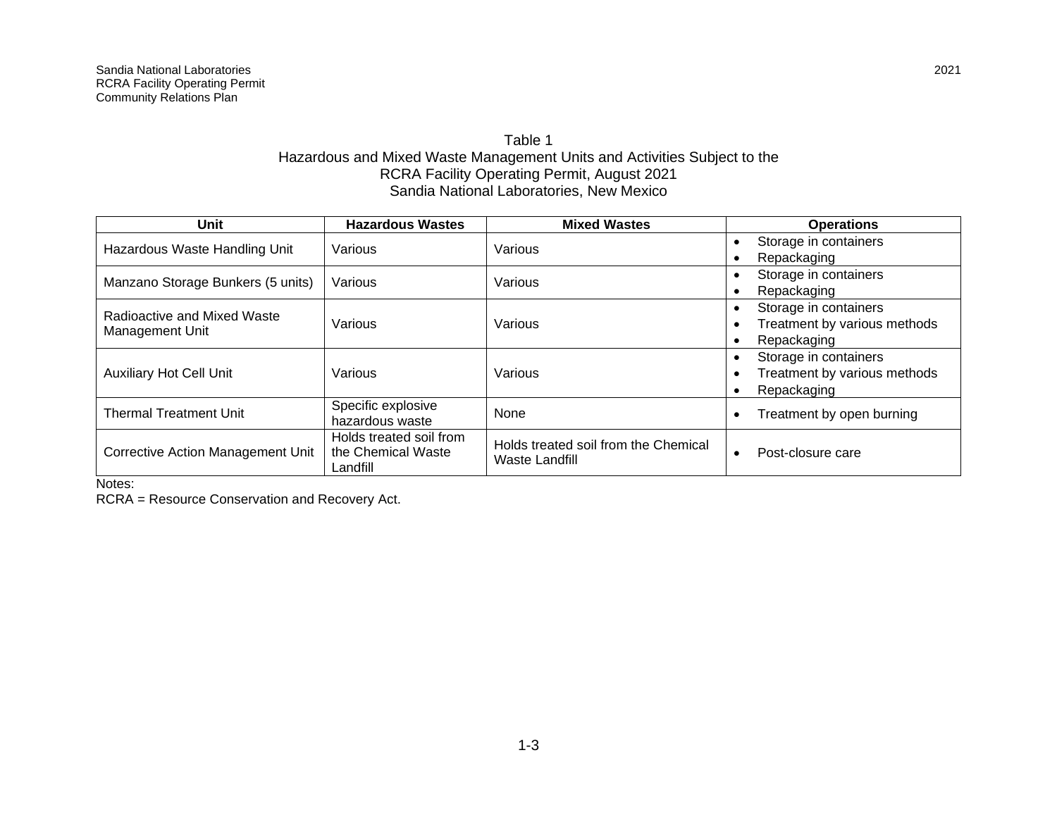Table 1
Hazardous and Mixed Waste Management Units and Activities Subject to the RCRA Facility Operating Permit, August 2021
Sandia National Laboratories, New Mexico

| Unit | Hazardous Wastes | Mixed Wastes | Operations |
|---|---|---|---|
| Hazardous Waste Handling Unit | Various | Various | • Storage in containers<br>• Repackaging |
| Manzano Storage Bunkers (5 units) | Various | Various | • Storage in containers<br>• Repackaging |
| Radioactive and Mixed Waste Management Unit | Various | Various | • Storage in containers<br>• Treatment by various methods<br>• Repackaging |
| Auxiliary Hot Cell Unit | Various | Various | • Storage in containers<br>• Treatment by various methods<br>• Repackaging |
| Thermal Treatment Unit | Specific explosive hazardous waste | None | • Treatment by open burning |
| Corrective Action Management Unit | Holds treated soil from the Chemical Waste Landfill | Holds treated soil from the Chemical Waste Landfill | • Post-closure care |

Notes:
RCRA = Resource Conservation and Recovery Act.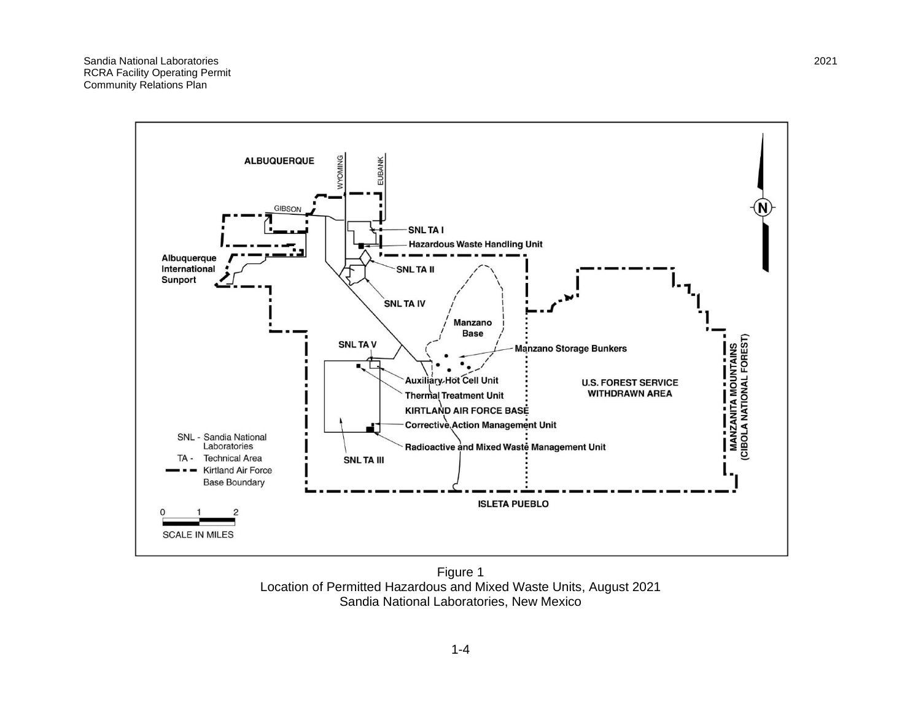Figure 1
Location of Permitted Hazardous and Mixed Waste Units, August 2021
Sandia National Laboratories, New Mexico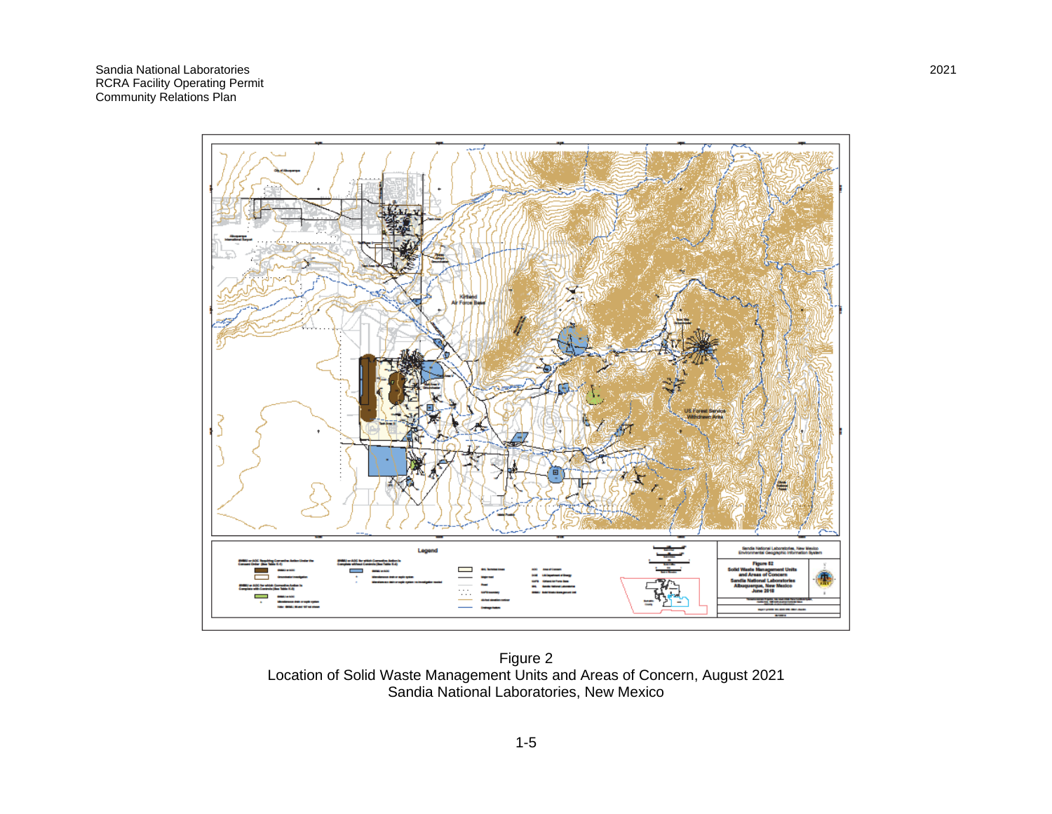Figure 2
Location of Solid Waste Management Units and Areas of Concern, August 2021
Sandia National Laboratories, New Mexico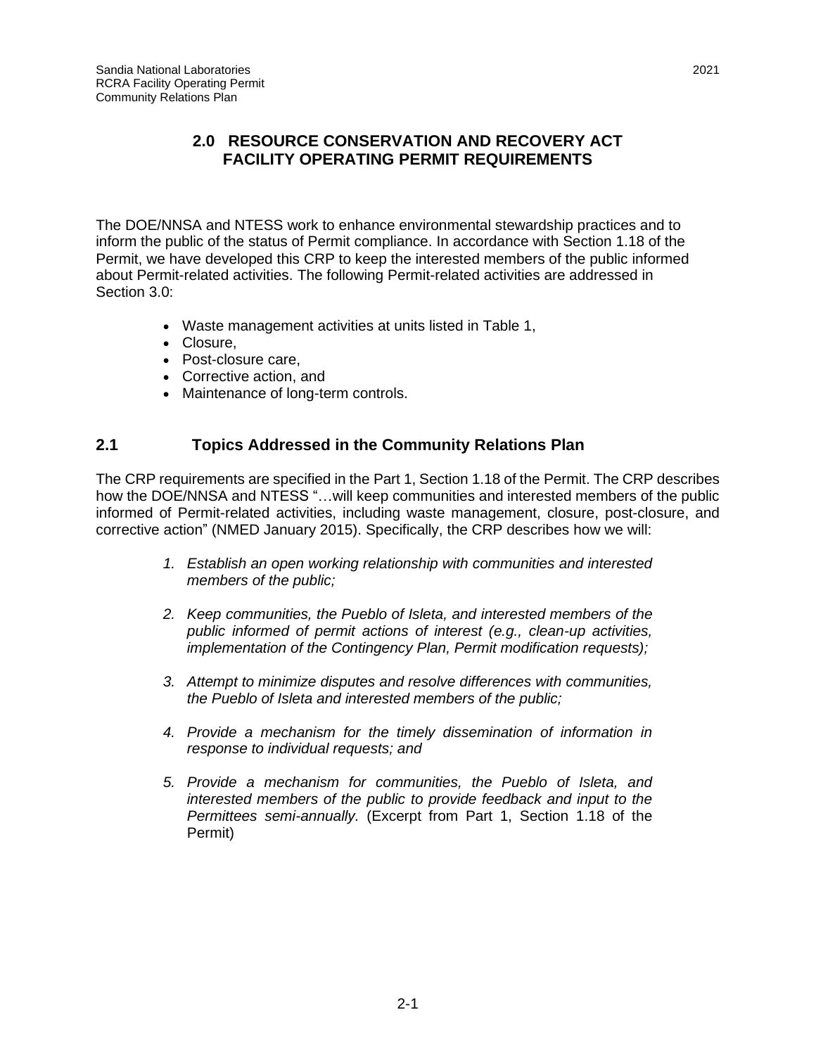# 2.0 RESOURCE CONSERVATION AND RECOVERY ACT FACILITY OPERATING PERMIT REQUIREMENTS

The DOE/NNSA and NTESS work to enhance environmental stewardship practices and to inform the public of the status of Permit compliance. In accordance with Section 1.18 of the Permit, we have developed this CRP to keep the interested members of the public informed about Permit-related activities. The following Permit-related activities are addressed in Section 3.0:

- Waste management activities at units listed in Table 1,
- Closure,
- Post-closure care,
- Corrective action, and
- Maintenance of long-term controls.

## 2.1 Topics Addressed in the Community Relations Plan

The CRP requirements are specified in the Part 1, Section 1.18 of the Permit. The CRP describes how the DOE/NNSA and NTESS "…will keep communities and interested members of the public informed of Permit-related activities, including waste management, closure, post-closure, and corrective action" (NMED January 2015). Specifically, the CRP describes how we will:

1. *Establish an open working relationship with communities and interested members of the public;*

2. *Keep communities, the Pueblo of Isleta, and interested members of the public informed of permit actions of interest (e.g., clean-up activities, implementation of the Contingency Plan, Permit modification requests);*

3. *Attempt to minimize disputes and resolve differences with communities, the Pueblo of Isleta and interested members of the public;*

4. *Provide a mechanism for the timely dissemination of information in response to individual requests; and*

5. *Provide a mechanism for communities, the Pueblo of Isleta, and interested members of the public to provide feedback and input to the Permittees semi-annually.* (Excerpt from Part 1, Section 1.18 of the Permit)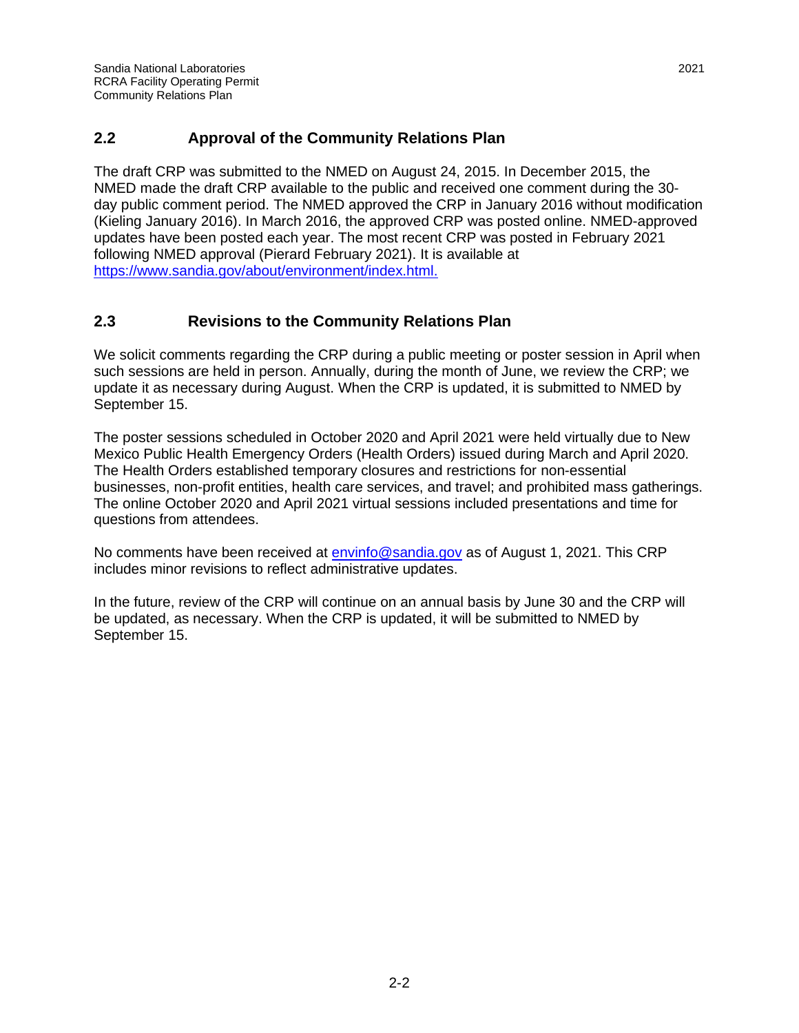## 2.2 Approval of the Community Relations Plan

The draft CRP was submitted to the NMED on August 24, 2015. In December 2015, the NMED made the draft CRP available to the public and received one comment during the 30-day public comment period. The NMED approved the CRP in January 2016 without modification (Kieling January 2016). In March 2016, the approved CRP was posted online. NMED-approved updates have been posted each year. The most recent CRP was posted in February 2021 following NMED approval (Pierard February 2021). It is available at [https://www.sandia.gov/about/environment/index.html.](https://www.sandia.gov/about/environment/index.html)

## 2.3 Revisions to the Community Relations Plan

We solicit comments regarding the CRP during a public meeting or poster session in April when such sessions are held in person. Annually, during the month of June, we review the CRP; we update it as necessary during August. When the CRP is updated, it is submitted to NMED by September 15.

The poster sessions scheduled in October 2020 and April 2021 were held virtually due to New Mexico Public Health Emergency Orders (Health Orders) issued during March and April 2020. The Health Orders established temporary closures and restrictions for non-essential businesses, non-profit entities, health care services, and travel; and prohibited mass gatherings. The online October 2020 and April 2021 virtual sessions included presentations and time for questions from attendees.

No comments have been received at [envinfo@sandia.gov](mailto:envinfo@sandia.gov) as of August 1, 2021. This CRP includes minor revisions to reflect administrative updates.

In the future, review of the CRP will continue on an annual basis by June 30 and the CRP will be updated, as necessary. When the CRP is updated, it will be submitted to NMED by September 15.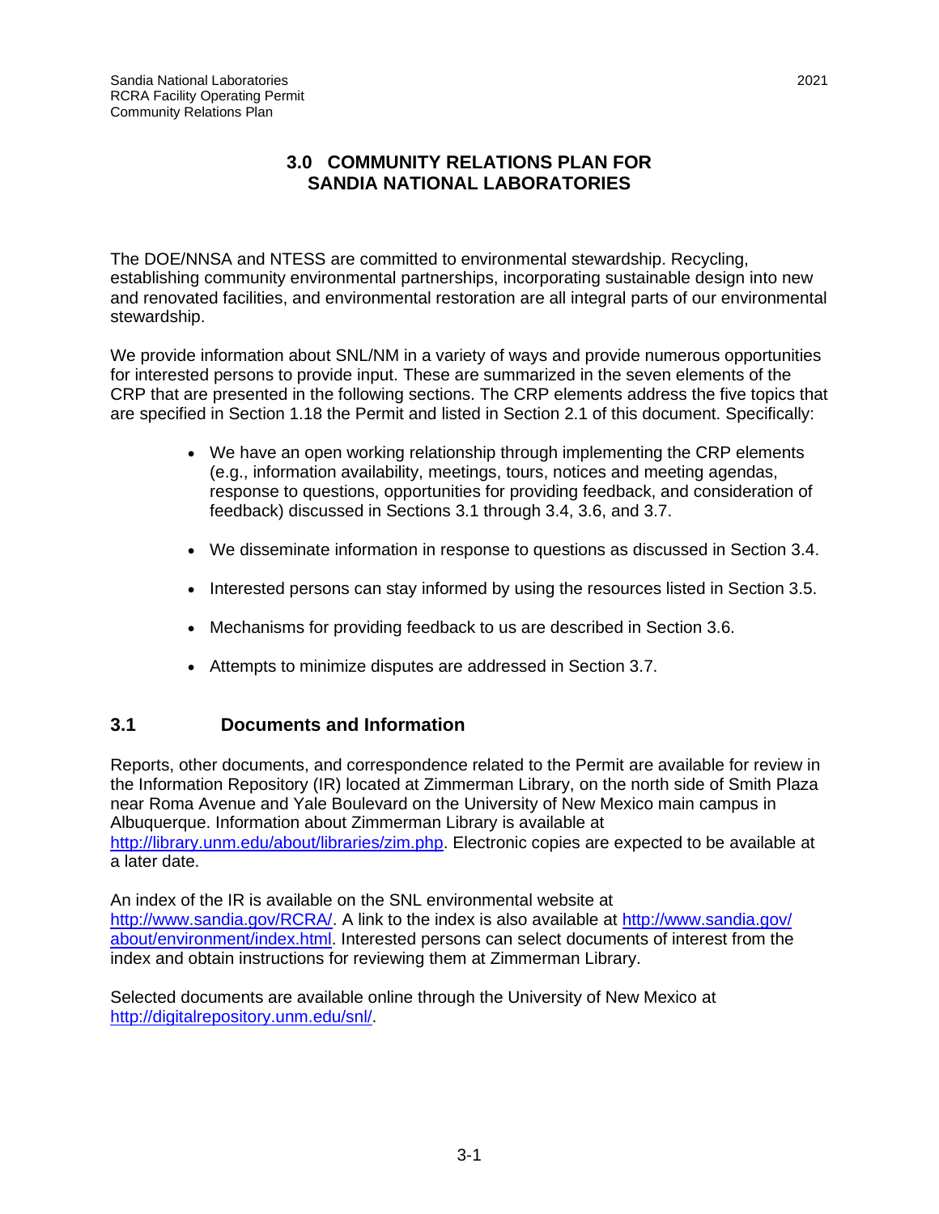# 3.0 COMMUNITY RELATIONS PLAN FOR SANDIA NATIONAL LABORATORIES

The DOE/NNSA and NTESS are committed to environmental stewardship. Recycling, establishing community environmental partnerships, incorporating sustainable design into new and renovated facilities, and environmental restoration are all integral parts of our environmental stewardship.

We provide information about SNL/NM in a variety of ways and provide numerous opportunities for interested persons to provide input. These are summarized in the seven elements of the CRP that are presented in the following sections. The CRP elements address the five topics that are specified in Section 1.18 the Permit and listed in Section 2.1 of this document. Specifically:

- We have an open working relationship through implementing the CRP elements (e.g., information availability, meetings, tours, notices and meeting agendas, response to questions, opportunities for providing feedback, and consideration of feedback) discussed in Sections 3.1 through 3.4, 3.6, and 3.7.
- We disseminate information in response to questions as discussed in Section 3.4.
- Interested persons can stay informed by using the resources listed in Section 3.5.
- Mechanisms for providing feedback to us are described in Section 3.6.
- Attempts to minimize disputes are addressed in Section 3.7.

## 3.1 Documents and Information

Reports, other documents, and correspondence related to the Permit are available for review in the Information Repository (IR) located at Zimmerman Library, on the north side of Smith Plaza near Roma Avenue and Yale Boulevard on the University of New Mexico main campus in Albuquerque. Information about Zimmerman Library is available at http://library.unm.edu/about/libraries/zim.php. Electronic copies are expected to be available at a later date.

An index of the IR is available on the SNL environmental website at http://www.sandia.gov/RCRA/. A link to the index is also available at http://www.sandia.gov/about/environment/index.html. Interested persons can select documents of interest from the index and obtain instructions for reviewing them at Zimmerman Library.

Selected documents are available online through the University of New Mexico at http://digitalrepository.unm.edu/snl/.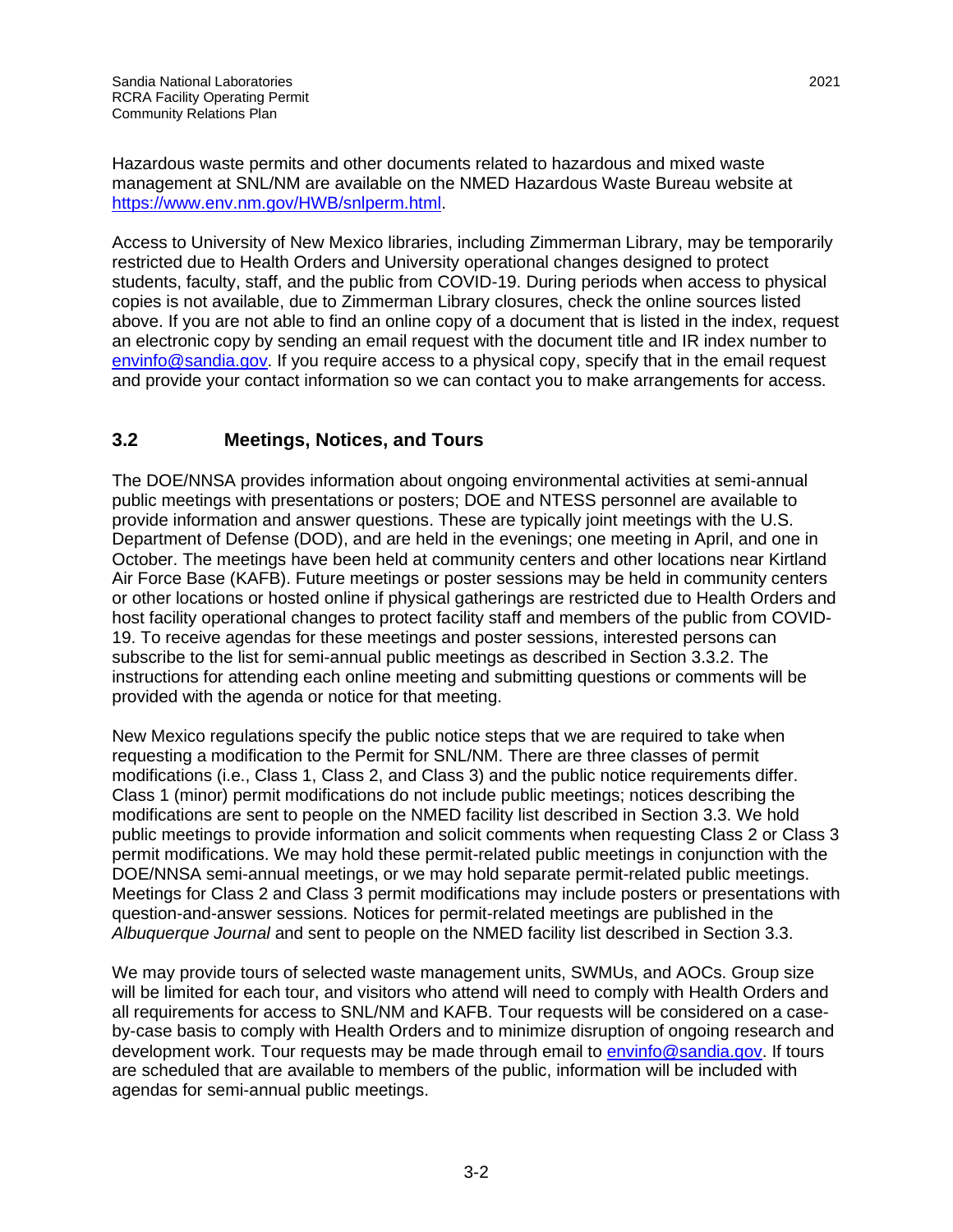Hazardous waste permits and other documents related to hazardous and mixed waste management at SNL/NM are available on the NMED Hazardous Waste Bureau website at https://www.env.nm.gov/HWB/snlperm.html.

Access to University of New Mexico libraries, including Zimmerman Library, may be temporarily restricted due to Health Orders and University operational changes designed to protect students, faculty, staff, and the public from COVID-19. During periods when access to physical copies is not available, due to Zimmerman Library closures, check the online sources listed above. If you are not able to find an online copy of a document that is listed in the index, request an electronic copy by sending an email request with the document title and IR index number to envinfo@sandia.gov. If you require access to a physical copy, specify that in the email request and provide your contact information so we can contact you to make arrangements for access.

## 3.2 Meetings, Notices, and Tours

The DOE/NNSA provides information about ongoing environmental activities at semi-annual public meetings with presentations or posters; DOE and NTESS personnel are available to provide information and answer questions. These are typically joint meetings with the U.S. Department of Defense (DOD), and are held in the evenings; one meeting in April, and one in October. The meetings have been held at community centers and other locations near Kirtland Air Force Base (KAFB). Future meetings or poster sessions may be held in community centers or other locations or hosted online if physical gatherings are restricted due to Health Orders and host facility operational changes to protect facility staff and members of the public from COVID-19. To receive agendas for these meetings and poster sessions, interested persons can subscribe to the list for semi-annual public meetings as described in Section 3.3.2. The instructions for attending each online meeting and submitting questions or comments will be provided with the agenda or notice for that meeting.

New Mexico regulations specify the public notice steps that we are required to take when requesting a modification to the Permit for SNL/NM. There are three classes of permit modifications (i.e., Class 1, Class 2, and Class 3) and the public notice requirements differ. Class 1 (minor) permit modifications do not include public meetings; notices describing the modifications are sent to people on the NMED facility list described in Section 3.3. We hold public meetings to provide information and solicit comments when requesting Class 2 or Class 3 permit modifications. We may hold these permit-related public meetings in conjunction with the DOE/NNSA semi-annual meetings, or we may hold separate permit-related public meetings. Meetings for Class 2 and Class 3 permit modifications may include posters or presentations with question-and-answer sessions. Notices for permit-related meetings are published in the *Albuquerque Journal* and sent to people on the NMED facility list described in Section 3.3.

We may provide tours of selected waste management units, SWMUs, and AOCs. Group size will be limited for each tour, and visitors who attend will need to comply with Health Orders and all requirements for access to SNL/NM and KAFB. Tour requests will be considered on a case-by-case basis to comply with Health Orders and to minimize disruption of ongoing research and development work. Tour requests may be made through email to envinfo@sandia.gov. If tours are scheduled that are available to members of the public, information will be included with agendas for semi-annual public meetings.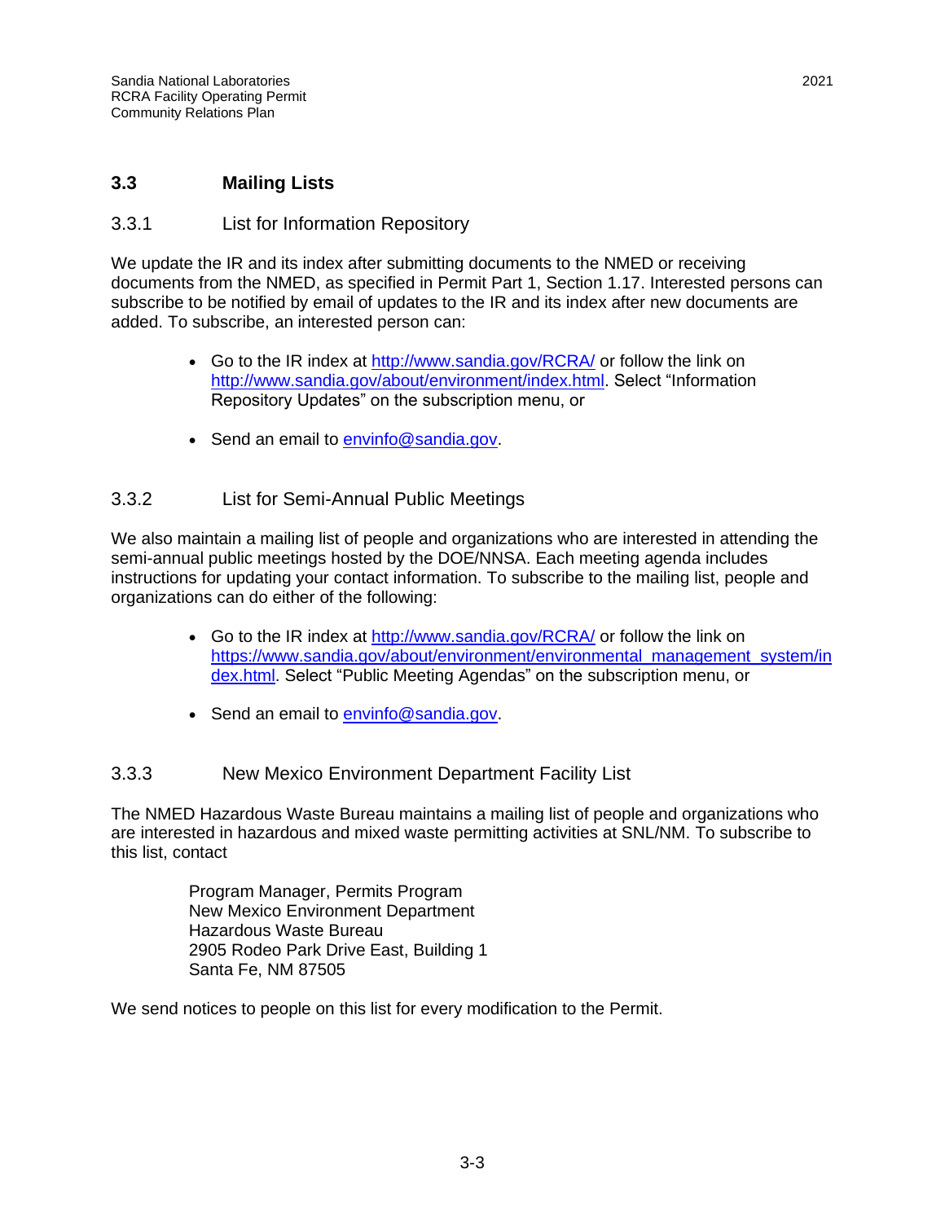## 3.3 Mailing Lists

### 3.3.1 List for Information Repository

We update the IR and its index after submitting documents to the NMED or receiving documents from the NMED, as specified in Permit Part 1, Section 1.17. Interested persons can subscribe to be notified by email of updates to the IR and its index after new documents are added. To subscribe, an interested person can:

- Go to the IR index at http://www.sandia.gov/RCRA/ or follow the link on http://www.sandia.gov/about/environment/index.html. Select “Information Repository Updates” on the subscription menu, or
- Send an email to envinfo@sandia.gov.

### 3.3.2 List for Semi-Annual Public Meetings

We also maintain a mailing list of people and organizations who are interested in attending the semi-annual public meetings hosted by the DOE/NNSA. Each meeting agenda includes instructions for updating your contact information. To subscribe to the mailing list, people and organizations can do either of the following:

- Go to the IR index at http://www.sandia.gov/RCRA/ or follow the link on https://www.sandia.gov/about/environment/environmental_management_system/index.html. Select “Public Meeting Agendas” on the subscription menu, or
- Send an email to envinfo@sandia.gov.

### 3.3.3 New Mexico Environment Department Facility List

The NMED Hazardous Waste Bureau maintains a mailing list of people and organizations who are interested in hazardous and mixed waste permitting activities at SNL/NM. To subscribe to this list, contact

Program Manager, Permits Program
New Mexico Environment Department
Hazardous Waste Bureau
2905 Rodeo Park Drive East, Building 1
Santa Fe, NM 87505

We send notices to people on this list for every modification to the Permit.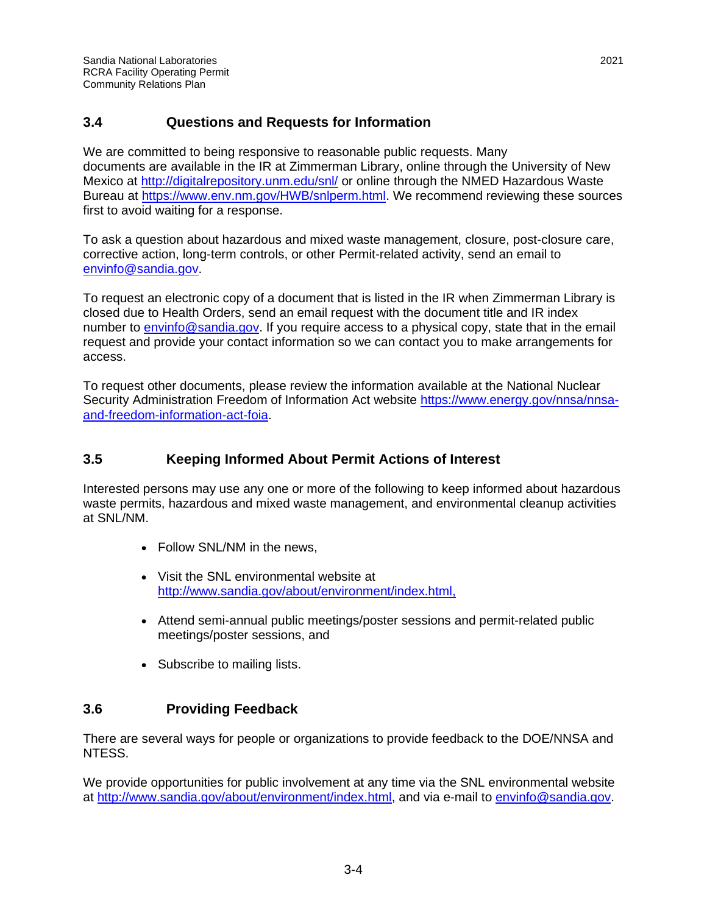## 3.4 Questions and Requests for Information

We are committed to being responsive to reasonable public requests. Many documents are available in the IR at Zimmerman Library, online through the University of New Mexico at http://digitalrepository.unm.edu/snl/ or online through the NMED Hazardous Waste Bureau at https://www.env.nm.gov/HWB/snlperm.html. We recommend reviewing these sources first to avoid waiting for a response.

To ask a question about hazardous and mixed waste management, closure, post-closure care, corrective action, long-term controls, or other Permit-related activity, send an email to envinfo@sandia.gov.

To request an electronic copy of a document that is listed in the IR when Zimmerman Library is closed due to Health Orders, send an email request with the document title and IR index number to envinfo@sandia.gov. If you require access to a physical copy, state that in the email request and provide your contact information so we can contact you to make arrangements for access.

To request other documents, please review the information available at the National Nuclear Security Administration Freedom of Information Act website https://www.energy.gov/nnsa/nnsa-and-freedom-information-act-foia.

## 3.5 Keeping Informed About Permit Actions of Interest

Interested persons may use any one or more of the following to keep informed about hazardous waste permits, hazardous and mixed waste management, and environmental cleanup activities at SNL/NM.

- Follow SNL/NM in the news,
- Visit the SNL environmental website at http://www.sandia.gov/about/environment/index.html,
- Attend semi-annual public meetings/poster sessions and permit-related public meetings/poster sessions, and
- Subscribe to mailing lists.

## 3.6 Providing Feedback

There are several ways for people or organizations to provide feedback to the DOE/NNSA and NTESS.

We provide opportunities for public involvement at any time via the SNL environmental website at http://www.sandia.gov/about/environment/index.html, and via e-mail to envinfo@sandia.gov.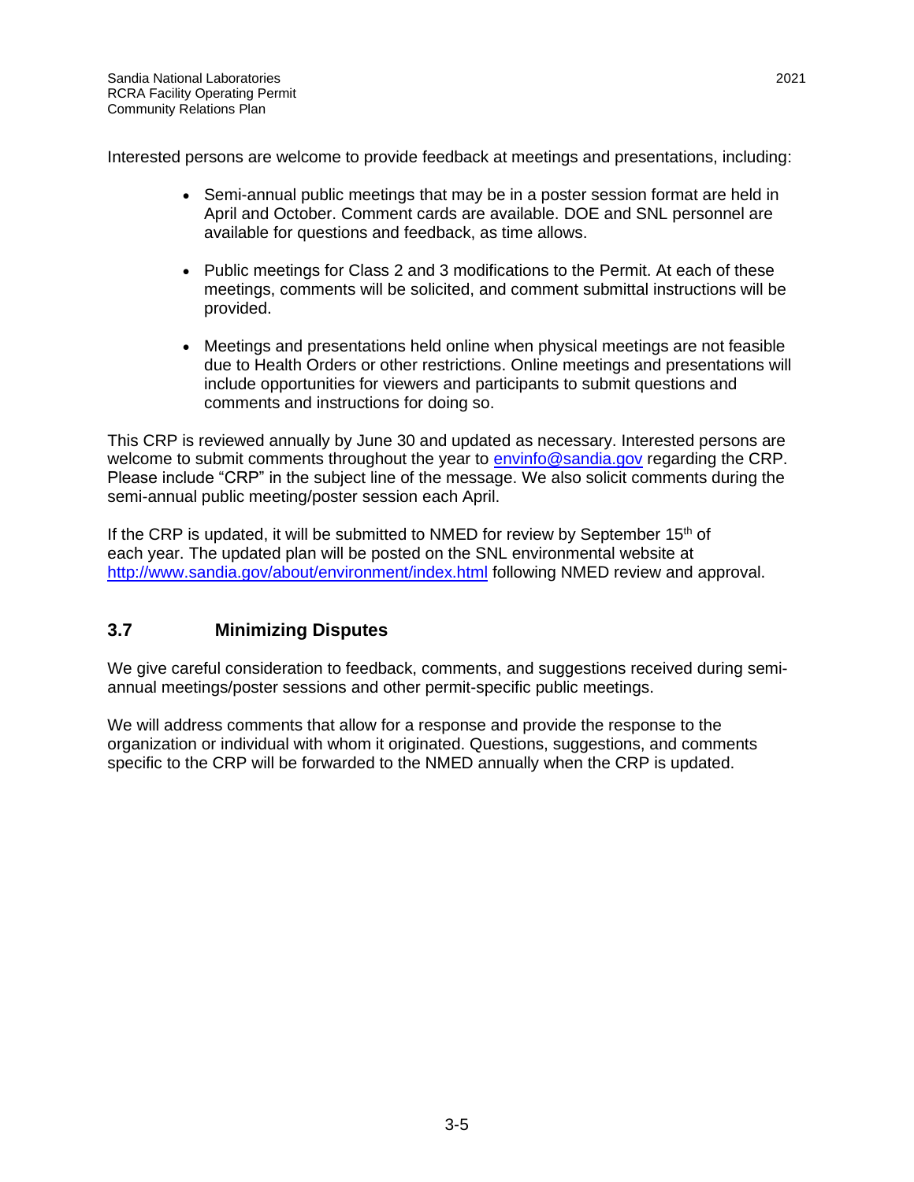Interested persons are welcome to provide feedback at meetings and presentations, including:

- Semi-annual public meetings that may be in a poster session format are held in April and October. Comment cards are available. DOE and SNL personnel are available for questions and feedback, as time allows.
- Public meetings for Class 2 and 3 modifications to the Permit. At each of these meetings, comments will be solicited, and comment submittal instructions will be provided.
- Meetings and presentations held online when physical meetings are not feasible due to Health Orders or other restrictions. Online meetings and presentations will include opportunities for viewers and participants to submit questions and comments and instructions for doing so.

This CRP is reviewed annually by June 30 and updated as necessary. Interested persons are welcome to submit comments throughout the year to envinfo@sandia.gov regarding the CRP. Please include "CRP" in the subject line of the message. We also solicit comments during the semi-annual public meeting/poster session each April.

If the CRP is updated, it will be submitted to NMED for review by September 15th of each year. The updated plan will be posted on the SNL environmental website at http://www.sandia.gov/about/environment/index.html following NMED review and approval.

## 3.7 Minimizing Disputes

We give careful consideration to feedback, comments, and suggestions received during semi-annual meetings/poster sessions and other permit-specific public meetings.

We will address comments that allow for a response and provide the response to the organization or individual with whom it originated. Questions, suggestions, and comments specific to the CRP will be forwarded to the NMED annually when the CRP is updated.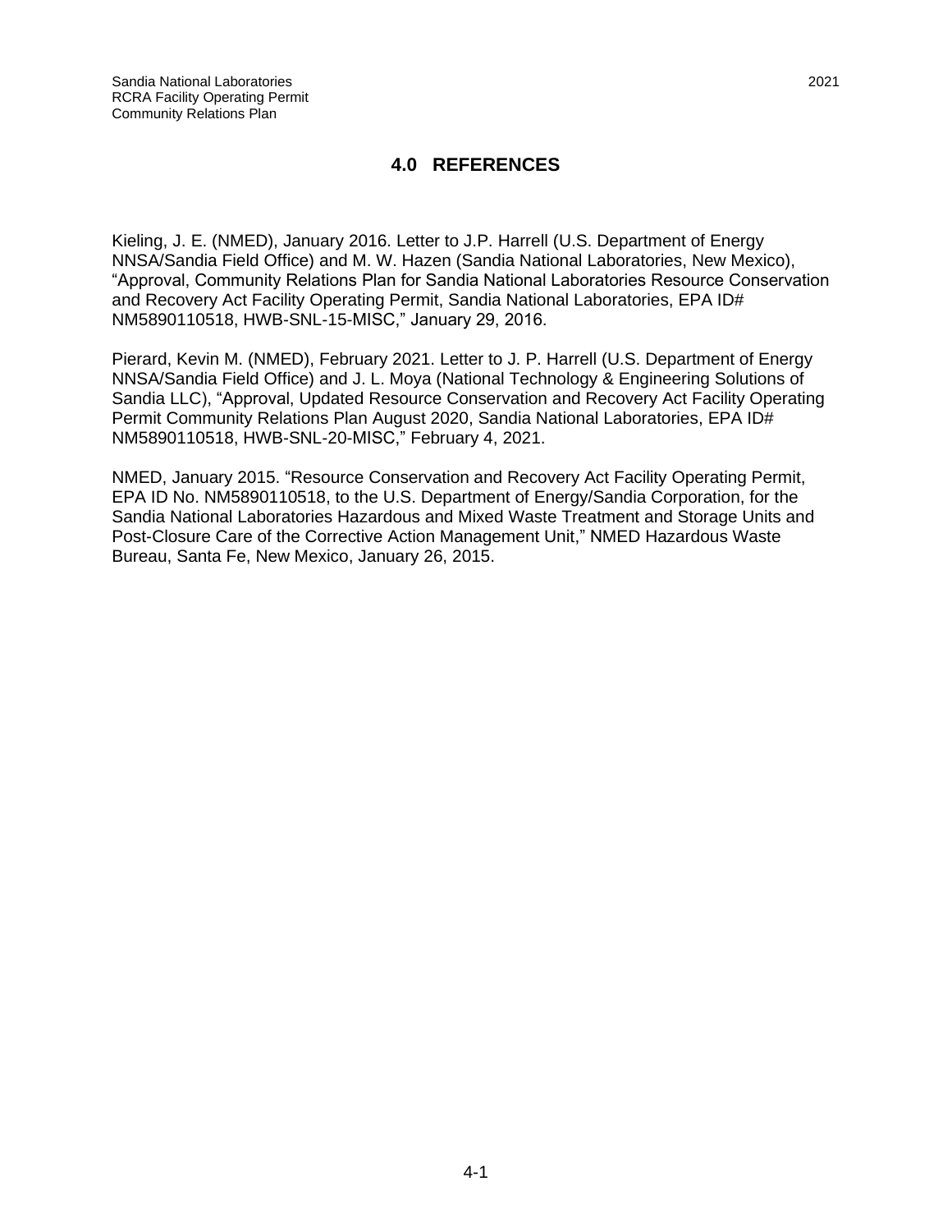# 4.0 REFERENCES

Kieling, J. E. (NMED), January 2016. Letter to J.P. Harrell (U.S. Department of Energy NNSA/Sandia Field Office) and M. W. Hazen (Sandia National Laboratories, New Mexico), "Approval, Community Relations Plan for Sandia National Laboratories Resource Conservation and Recovery Act Facility Operating Permit, Sandia National Laboratories, EPA ID# NM5890110518, HWB-SNL-15-MISC," January 29, 2016.

Pierard, Kevin M. (NMED), February 2021. Letter to J. P. Harrell (U.S. Department of Energy NNSA/Sandia Field Office) and J. L. Moya (National Technology & Engineering Solutions of Sandia LLC), "Approval, Updated Resource Conservation and Recovery Act Facility Operating Permit Community Relations Plan August 2020, Sandia National Laboratories, EPA ID# NM5890110518, HWB-SNL-20-MISC," February 4, 2021.

NMED, January 2015. "Resource Conservation and Recovery Act Facility Operating Permit, EPA ID No. NM5890110518, to the U.S. Department of Energy/Sandia Corporation, for the Sandia National Laboratories Hazardous and Mixed Waste Treatment and Storage Units and Post-Closure Care of the Corrective Action Management Unit," NMED Hazardous Waste Bureau, Santa Fe, New Mexico, January 26, 2015.